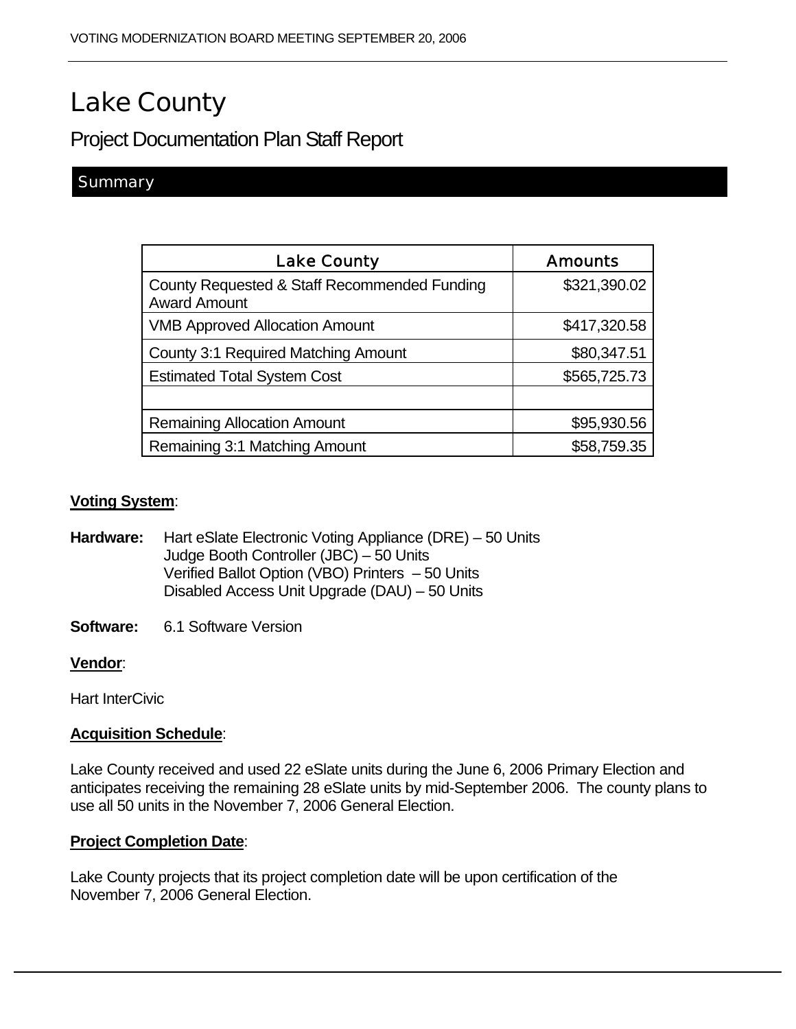# Lake County

## Project Documentation Plan Staff Report

### Summary

| Lake County | Amounts |
|---|---|
| County Requested & Staff Recommended Funding Award Amount | $321,390.02 |
| VMB Approved Allocation Amount | $417,320.58 |
| County 3:1 Required Matching Amount | $80,347.51 |
| Estimated Total System Cost | $565,725.73 |
| | |
| Remaining Allocation Amount | $95,930.56 |
| Remaining 3:1 Matching Amount | $58,759.35 |

**Voting System**:

**Hardware:** Hart eSlate Electronic Voting Appliance (DRE) – 50 Units
Judge Booth Controller (JBC) – 50 Units
Verified Ballot Option (VBO) Printers – 50 Units
Disabled Access Unit Upgrade (DAU) – 50 Units

**Software:** 6.1 Software Version

**Vendor**:

Hart InterCivic

**Acquisition Schedule**:

Lake County received and used 22 eSlate units during the June 6, 2006 Primary Election and anticipates receiving the remaining 28 eSlate units by mid-September 2006. The county plans to use all 50 units in the November 7, 2006 General Election.

**Project Completion Date**:

Lake County projects that its project completion date will be upon certification of the November 7, 2006 General Election.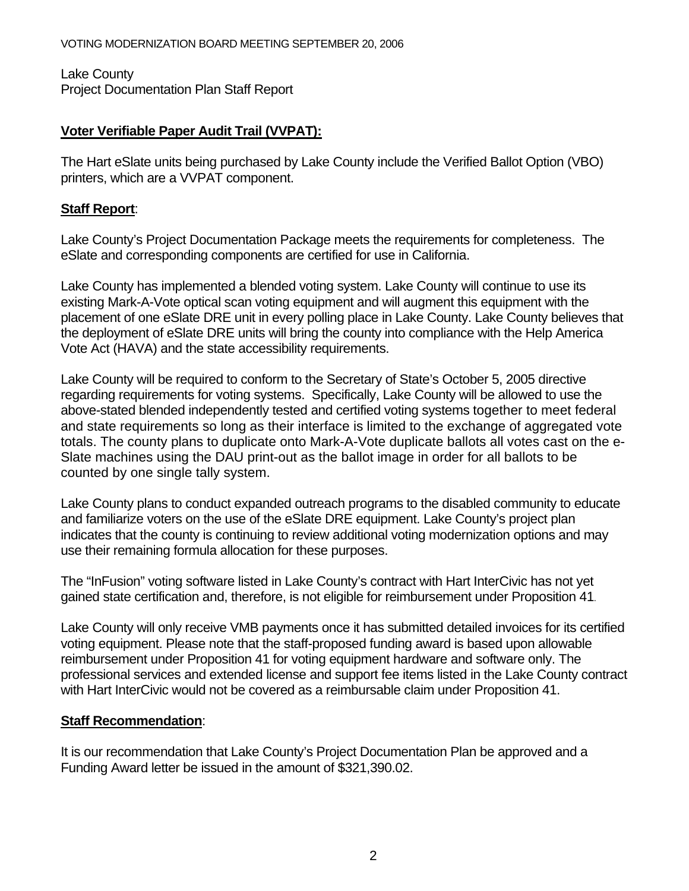Lake County
Project Documentation Plan Staff Report

## **Voter Verifiable Paper Audit Trail (VVPAT):**

The Hart eSlate units being purchased by Lake County include the Verified Ballot Option (VBO) printers, which are a VVPAT component.

## **Staff Report**:

Lake County's Project Documentation Package meets the requirements for completeness. The eSlate and corresponding components are certified for use in California.

Lake County has implemented a blended voting system. Lake County will continue to use its existing Mark-A-Vote optical scan voting equipment and will augment this equipment with the placement of one eSlate DRE unit in every polling place in Lake County. Lake County believes that the deployment of eSlate DRE units will bring the county into compliance with the Help America Vote Act (HAVA) and the state accessibility requirements.

Lake County will be required to conform to the Secretary of State's October 5, 2005 directive regarding requirements for voting systems. Specifically, Lake County will be allowed to use the above-stated blended independently tested and certified voting systems together to meet federal and state requirements so long as their interface is limited to the exchange of aggregated vote totals. The county plans to duplicate onto Mark-A-Vote duplicate ballots all votes cast on the e-Slate machines using the DAU print-out as the ballot image in order for all ballots to be counted by one single tally system.

Lake County plans to conduct expanded outreach programs to the disabled community to educate and familiarize voters on the use of the eSlate DRE equipment. Lake County's project plan indicates that the county is continuing to review additional voting modernization options and may use their remaining formula allocation for these purposes.

The "InFusion" voting software listed in Lake County's contract with Hart InterCivic has not yet gained state certification and, therefore, is not eligible for reimbursement under Proposition 41.

Lake County will only receive VMB payments once it has submitted detailed invoices for its certified voting equipment. Please note that the staff-proposed funding award is based upon allowable reimbursement under Proposition 41 for voting equipment hardware and software only. The professional services and extended license and support fee items listed in the Lake County contract with Hart InterCivic would not be covered as a reimbursable claim under Proposition 41.

## **Staff Recommendation**:

It is our recommendation that Lake County's Project Documentation Plan be approved and a Funding Award letter be issued in the amount of $321,390.02.